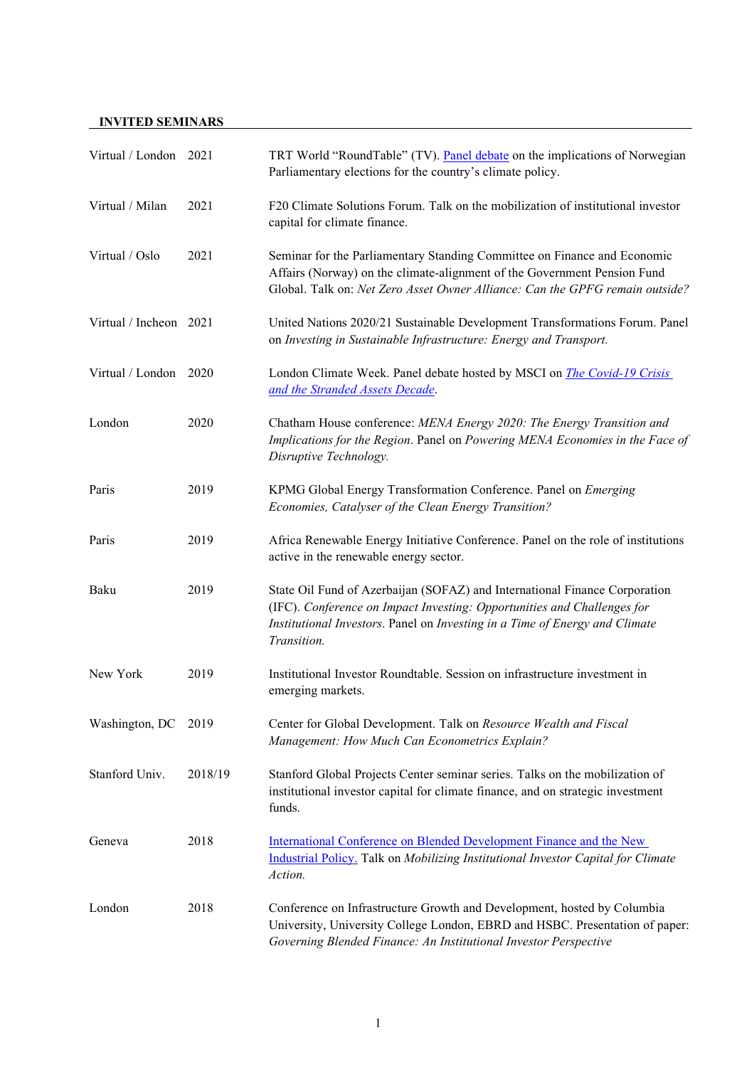## INVITED SEMINARS

| | | |
|---|---|---|
| Virtual / London | 2021 | TRT World "RoundTable" (TV). Panel debate on the implications of Norwegian Parliamentary elections for the country's climate policy. |
| Virtual / Milan | 2021 | F20 Climate Solutions Forum. Talk on the mobilization of institutional investor capital for climate finance. |
| Virtual / Oslo | 2021 | Seminar for the Parliamentary Standing Committee on Finance and Economic Affairs (Norway) on the climate-alignment of the Government Pension Fund Global. Talk on: *Net Zero Asset Owner Alliance: Can the GPFG remain outside?* |
| Virtual / Incheon | 2021 | United Nations 2020/21 Sustainable Development Transformations Forum. Panel on *Investing in Sustainable Infrastructure: Energy and Transport.* |
| Virtual / London | 2020 | London Climate Week. Panel debate hosted by MSCI on *The Covid-19 Crisis and the Stranded Assets Decade*. |
| London | 2020 | Chatham House conference: *MENA Energy 2020: The Energy Transition and Implications for the Region*. Panel on *Powering MENA Economies in the Face of Disruptive Technology.* |
| Paris | 2019 | KPMG Global Energy Transformation Conference. Panel on *Emerging Economies, Catalyser of the Clean Energy Transition?* |
| Paris | 2019 | Africa Renewable Energy Initiative Conference. Panel on the role of institutions active in the renewable energy sector. |
| Baku | 2019 | State Oil Fund of Azerbaijan (SOFAZ) and International Finance Corporation (IFC). *Conference on Impact Investing: Opportunities and Challenges for Institutional Investors*. Panel on *Investing in a Time of Energy and Climate Transition.* |
| New York | 2019 | Institutional Investor Roundtable. Session on infrastructure investment in emerging markets. |
| Washington, DC | 2019 | Center for Global Development. Talk on *Resource Wealth and Fiscal Management: How Much Can Econometrics Explain?* |
| Stanford Univ. | 2018/19 | Stanford Global Projects Center seminar series. Talks on the mobilization of institutional investor capital for climate finance, and on strategic investment funds. |
| Geneva | 2018 | International Conference on Blended Development Finance and the New Industrial Policy. Talk on *Mobilizing Institutional Investor Capital for Climate Action.* |
| London | 2018 | Conference on Infrastructure Growth and Development, hosted by Columbia University, University College London, EBRD and HSBC. Presentation of paper: *Governing Blended Finance: An Institutional Investor Perspective* |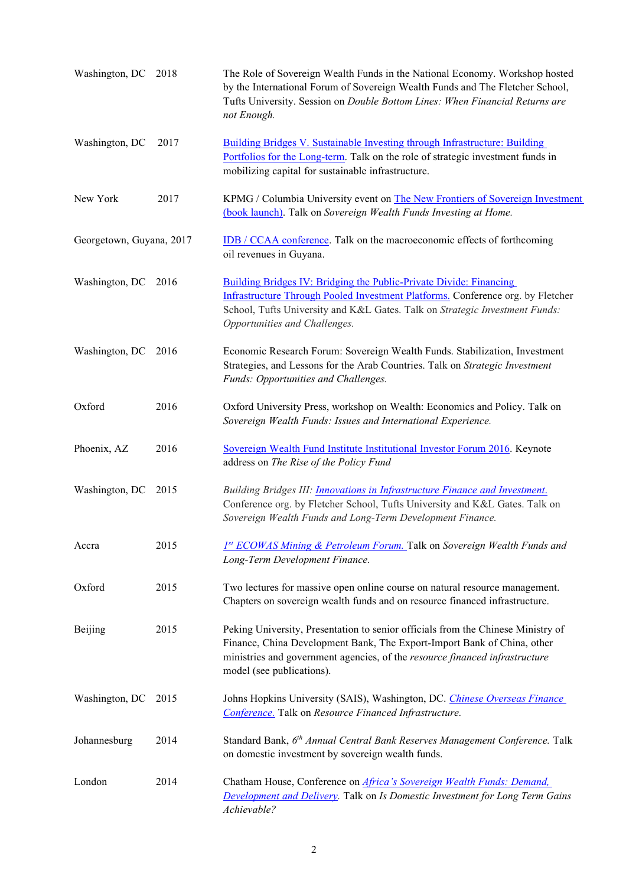| | | |
|---|---|---|
| Washington, DC | 2018 | The Role of Sovereign Wealth Funds in the National Economy. Workshop hosted by the International Forum of Sovereign Wealth Funds and The Fletcher School, Tufts University. Session on *Double Bottom Lines: When Financial Returns are not Enough.* |
| Washington, DC | 2017 | Building Bridges V. Sustainable Investing through Infrastructure: Building Portfolios for the Long-term. Talk on the role of strategic investment funds in mobilizing capital for sustainable infrastructure. |
| New York | 2017 | KPMG / Columbia University event on The New Frontiers of Sovereign Investment (book launch). Talk on *Sovereign Wealth Funds Investing at Home.* |
| Georgetown, Guyana, | 2017 | IDB / CCAA conference. Talk on the macroeconomic effects of forthcoming oil revenues in Guyana. |
| Washington, DC | 2016 | Building Bridges IV: Bridging the Public-Private Divide: Financing Infrastructure Through Pooled Investment Platforms. Conference org. by Fletcher School, Tufts University and K&L Gates. Talk on *Strategic Investment Funds: Opportunities and Challenges.* |
| Washington, DC | 2016 | Economic Research Forum: Sovereign Wealth Funds. Stabilization, Investment Strategies, and Lessons for the Arab Countries. Talk on *Strategic Investment Funds: Opportunities and Challenges.* |
| Oxford | 2016 | Oxford University Press, workshop on Wealth: Economics and Policy. Talk on *Sovereign Wealth Funds: Issues and International Experience.* |
| Phoenix, AZ | 2016 | Sovereign Wealth Fund Institute Institutional Investor Forum 2016. Keynote address on *The Rise of the Policy Fund* |
| Washington, DC | 2015 | *Building Bridges III: Innovations in Infrastructure Finance and Investment.* Conference org. by Fletcher School, Tufts University and K&L Gates. Talk on *Sovereign Wealth Funds and Long-Term Development Finance.* |
| Accra | 2015 | *1st ECOWAS Mining & Petroleum Forum.* Talk on *Sovereign Wealth Funds and Long-Term Development Finance.* |
| Oxford | 2015 | Two lectures for massive open online course on natural resource management. Chapters on sovereign wealth funds and on resource financed infrastructure. |
| Beijing | 2015 | Peking University, Presentation to senior officials from the Chinese Ministry of Finance, China Development Bank, The Export-Import Bank of China, other ministries and government agencies, of the *resource financed infrastructure* model (see publications). |
| Washington, DC | 2015 | Johns Hopkins University (SAIS), Washington, DC. *Chinese Overseas Finance Conference.* Talk on *Resource Financed Infrastructure.* |
| Johannesburg | 2014 | Standard Bank, *6th Annual Central Bank Reserves Management Conference.* Talk on domestic investment by sovereign wealth funds. |
| London | 2014 | Chatham House, Conference on *Africa's Sovereign Wealth Funds: Demand, Development and Delivery.* Talk on *Is Domestic Investment for Long Term Gains Achievable?* |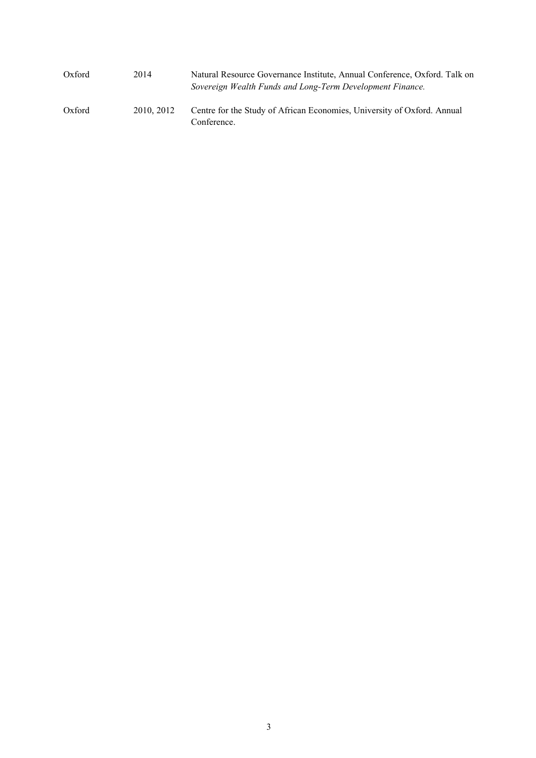| | | |
|---|---|---|
| Oxford | 2014 | Natural Resource Governance Institute, Annual Conference, Oxford. Talk on *Sovereign Wealth Funds and Long-Term Development Finance.* |
| Oxford | 2010, 2012 | Centre for the Study of African Economies, University of Oxford. Annual Conference. |